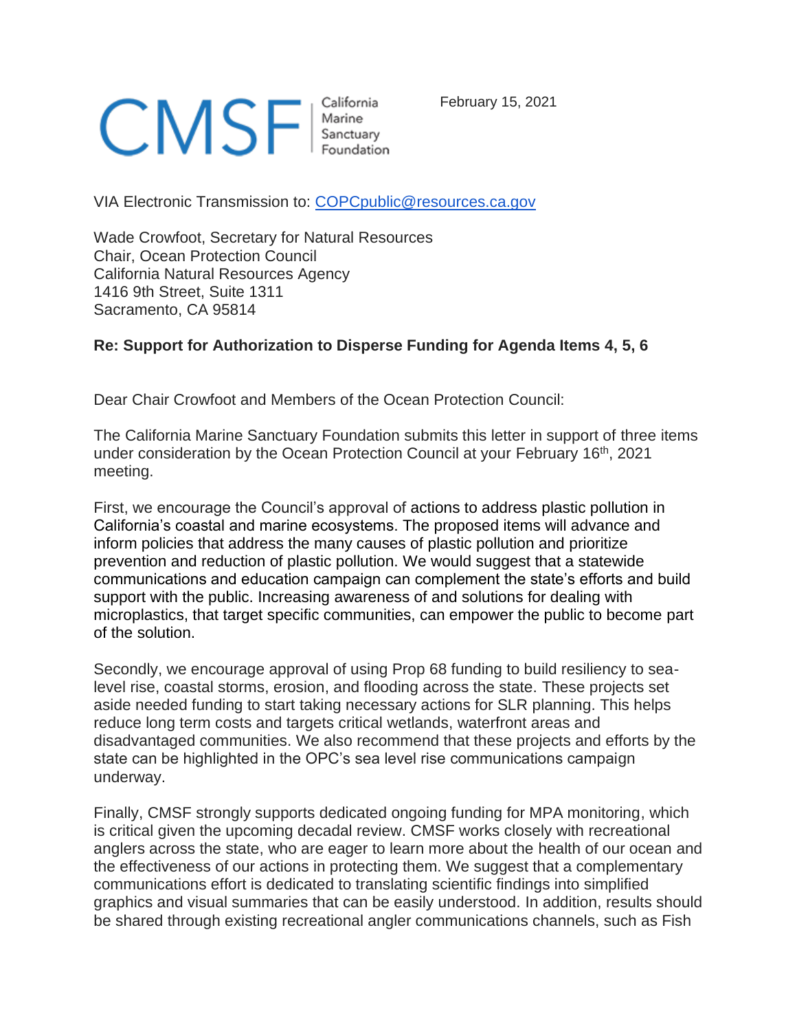CMSF | California Marine Sanctuary Foundation

February 15, 2021

VIA Electronic Transmission to: COPCpublic@resources.ca.gov

Wade Crowfoot, Secretary for Natural Resources
Chair, Ocean Protection Council
California Natural Resources Agency
1416 9th Street, Suite 1311
Sacramento, CA 95814

**Re: Support for Authorization to Disperse Funding for Agenda Items 4, 5, 6**

Dear Chair Crowfoot and Members of the Ocean Protection Council:

The California Marine Sanctuary Foundation submits this letter in support of three items under consideration by the Ocean Protection Council at your February 16th, 2021 meeting.

First, we encourage the Council's approval of actions to address plastic pollution in California's coastal and marine ecosystems. The proposed items will advance and inform policies that address the many causes of plastic pollution and prioritize prevention and reduction of plastic pollution. We would suggest that a statewide communications and education campaign can complement the state's efforts and build support with the public. Increasing awareness of and solutions for dealing with microplastics, that target specific communities, can empower the public to become part of the solution.

Secondly, we encourage approval of using Prop 68 funding to build resiliency to sea-level rise, coastal storms, erosion, and flooding across the state. These projects set aside needed funding to start taking necessary actions for SLR planning. This helps reduce long term costs and targets critical wetlands, waterfront areas and disadvantaged communities. We also recommend that these projects and efforts by the state can be highlighted in the OPC's sea level rise communications campaign underway.

Finally, CMSF strongly supports dedicated ongoing funding for MPA monitoring, which is critical given the upcoming decadal review. CMSF works closely with recreational anglers across the state, who are eager to learn more about the health of our ocean and the effectiveness of our actions in protecting them. We suggest that a complementary communications effort is dedicated to translating scientific findings into simplified graphics and visual summaries that can be easily understood. In addition, results should be shared through existing recreational angler communications channels, such as Fish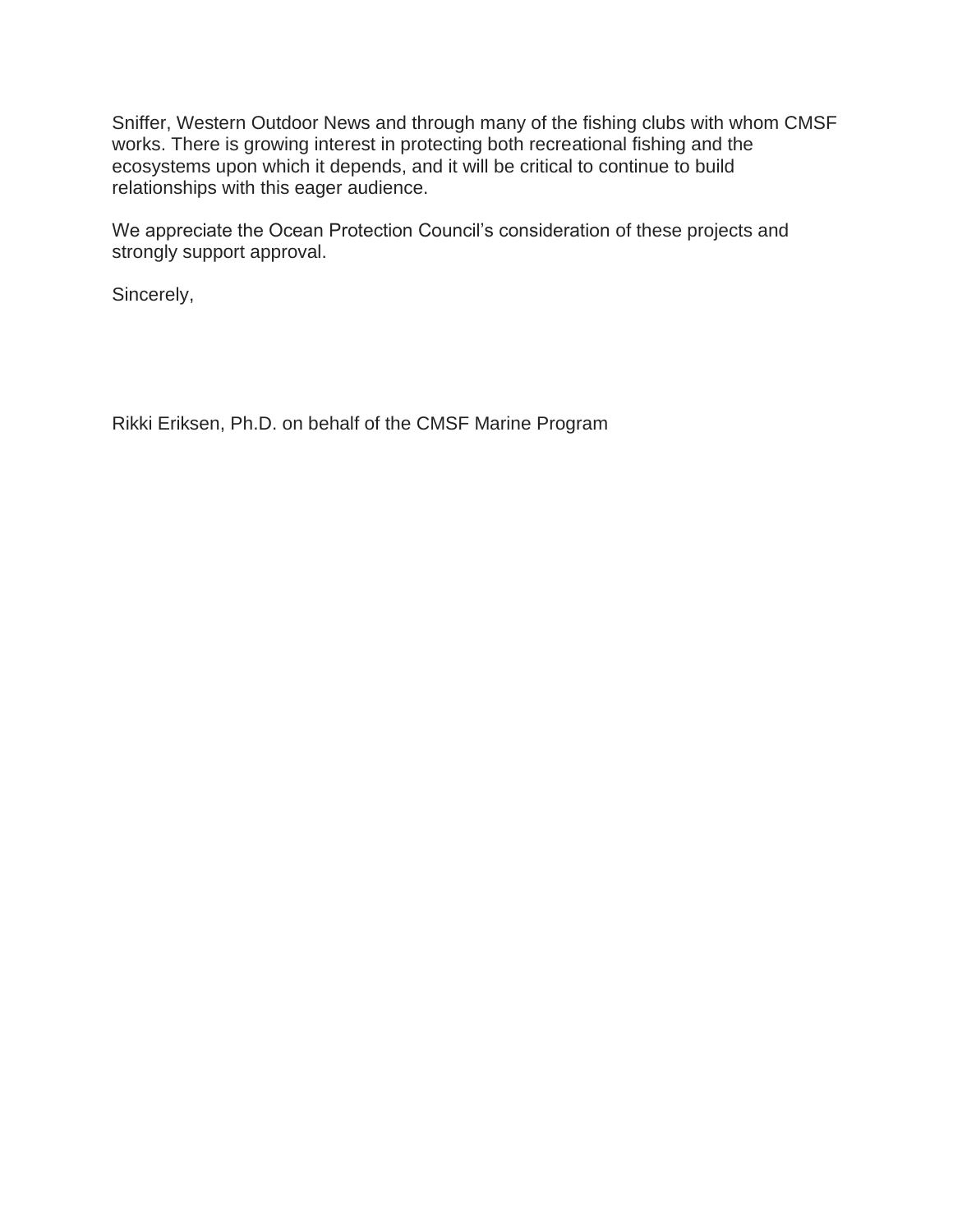Sniffer, Western Outdoor News and through many of the fishing clubs with whom CMSF works. There is growing interest in protecting both recreational fishing and the ecosystems upon which it depends, and it will be critical to continue to build relationships with this eager audience.

We appreciate the Ocean Protection Council's consideration of these projects and strongly support approval.

Sincerely,

Rikki Eriksen, Ph.D. on behalf of the CMSF Marine Program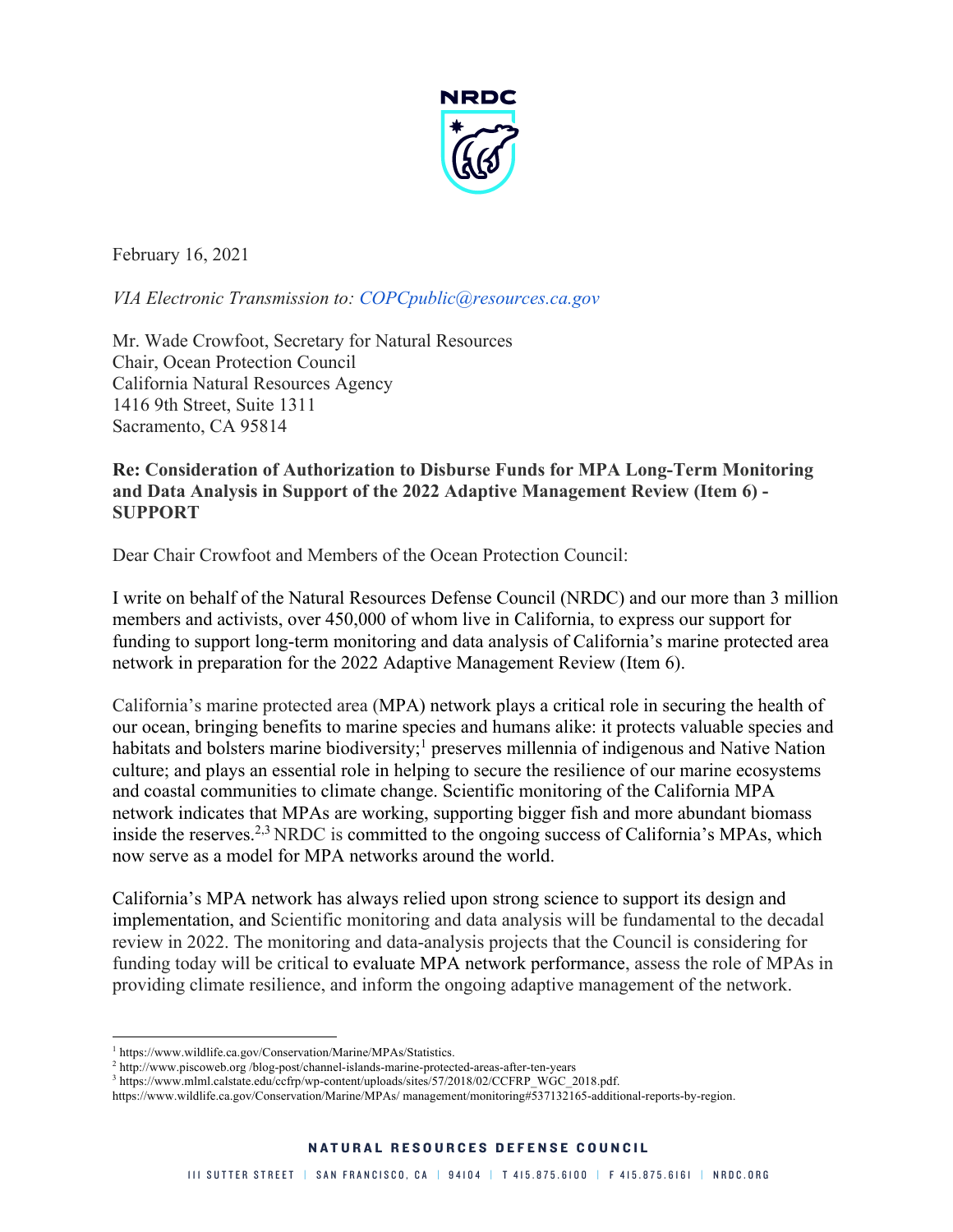NRDC

February 16, 2021

*VIA Electronic Transmission to: COPCpublic@resources.ca.gov*

Mr. Wade Crowfoot, Secretary for Natural Resources
Chair, Ocean Protection Council
California Natural Resources Agency
1416 9th Street, Suite 1311
Sacramento, CA 95814

**Re: Consideration of Authorization to Disburse Funds for MPA Long-Term Monitoring and Data Analysis in Support of the 2022 Adaptive Management Review (Item 6) - SUPPORT**

Dear Chair Crowfoot and Members of the Ocean Protection Council:

I write on behalf of the Natural Resources Defense Council (NRDC) and our more than 3 million members and activists, over 450,000 of whom live in California, to express our support for funding to support long-term monitoring and data analysis of California's marine protected area network in preparation for the 2022 Adaptive Management Review (Item 6).

California's marine protected area (MPA) network plays a critical role in securing the health of our ocean, bringing benefits to marine species and humans alike: it protects valuable species and habitats and bolsters marine biodiversity;[1] preserves millennia of indigenous and Native Nation culture; and plays an essential role in helping to secure the resilience of our marine ecosystems and coastal communities to climate change. Scientific monitoring of the California MPA network indicates that MPAs are working, supporting bigger fish and more abundant biomass inside the reserves.[2,3] NRDC is committed to the ongoing success of California's MPAs, which now serve as a model for MPA networks around the world.

California's MPA network has always relied upon strong science to support its design and implementation, and Scientific monitoring and data analysis will be fundamental to the decadal review in 2022. The monitoring and data-analysis projects that the Council is considering for funding today will be critical to evaluate MPA network performance, assess the role of MPAs in providing climate resilience, and inform the ongoing adaptive management of the network.

---

[1] https://www.wildlife.ca.gov/Conservation/Marine/MPAs/Statistics.
[2] http://www.piscoweb.org /blog-post/channel-islands-marine-protected-areas-after-ten-years
[3] https://www.mlml.calstate.edu/ccfrp/wp-content/uploads/sites/57/2018/02/CCFRP_WGC_2018.pdf.
https://www.wildlife.ca.gov/Conservation/Marine/MPAs/ management/monitoring#537132165-additional-reports-by-region.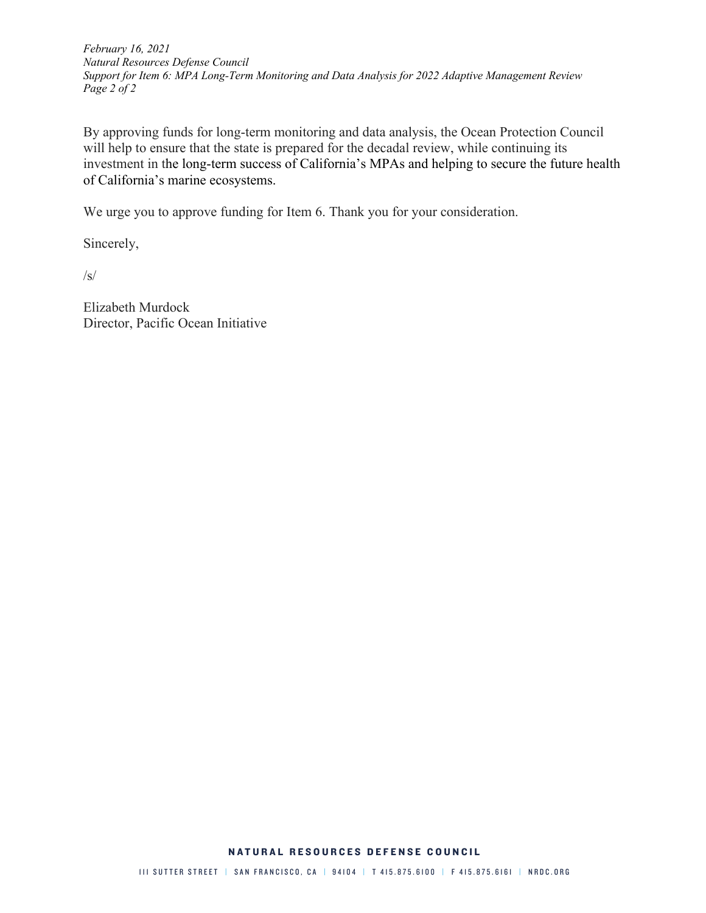By approving funds for long-term monitoring and data analysis, the Ocean Protection Council will help to ensure that the state is prepared for the decadal review, while continuing its investment in the long-term success of California's MPAs and helping to secure the future health of California's marine ecosystems.

We urge you to approve funding for Item 6. Thank you for your consideration.

Sincerely,

/s/

Elizabeth Murdock
Director, Pacific Ocean Initiative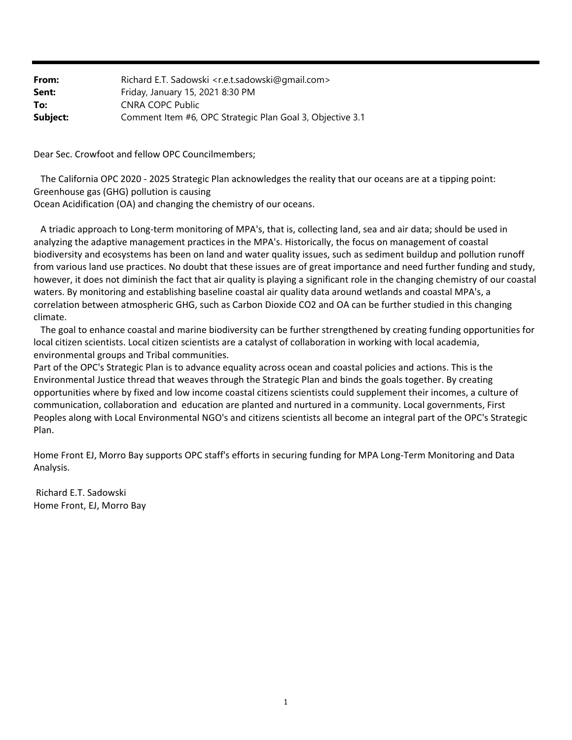**From:** Richard E.T. Sadowski <r.e.t.sadowski@gmail.com>
**Sent:** Friday, January 15, 2021 8:30 PM
**To:** CNRA COPC Public
**Subject:** Comment Item #6, OPC Strategic Plan Goal 3, Objective 3.1

Dear Sec. Crowfoot and fellow OPC Councilmembers;

The California OPC 2020 - 2025 Strategic Plan acknowledges the reality that our oceans are at a tipping point: Greenhouse gas (GHG) pollution is causing
Ocean Acidification (OA) and changing the chemistry of our oceans.

A triadic approach to Long-term monitoring of MPA's, that is, collecting land, sea and air data; should be used in analyzing the adaptive management practices in the MPA's. Historically, the focus on management of coastal biodiversity and ecosystems has been on land and water quality issues, such as sediment buildup and pollution runoff from various land use practices. No doubt that these issues are of great importance and need further funding and study, however, it does not diminish the fact that air quality is playing a significant role in the changing chemistry of our coastal waters. By monitoring and establishing baseline coastal air quality data around wetlands and coastal MPA's, a correlation between atmospheric GHG, such as Carbon Dioxide $CO_2$ and OA can be further studied in this changing climate.

The goal to enhance coastal and marine biodiversity can be further strengthened by creating funding opportunities for local citizen scientists. Local citizen scientists are a catalyst of collaboration in working with local academia, environmental groups and Tribal communities.
Part of the OPC's Strategic Plan is to advance equality across ocean and coastal policies and actions. This is the Environmental Justice thread that weaves through the Strategic Plan and binds the goals together. By creating opportunities where by fixed and low income coastal citizens scientists could supplement their incomes, a culture of communication, collaboration and education are planted and nurtured in a community. Local governments, First Peoples along with Local Environmental NGO's and citizens scientists all become an integral part of the OPC's Strategic Plan.

Home Front EJ, Morro Bay supports OPC staff's efforts in securing funding for MPA Long-Term Monitoring and Data Analysis.

Richard E.T. Sadowski
Home Front, EJ, Morro Bay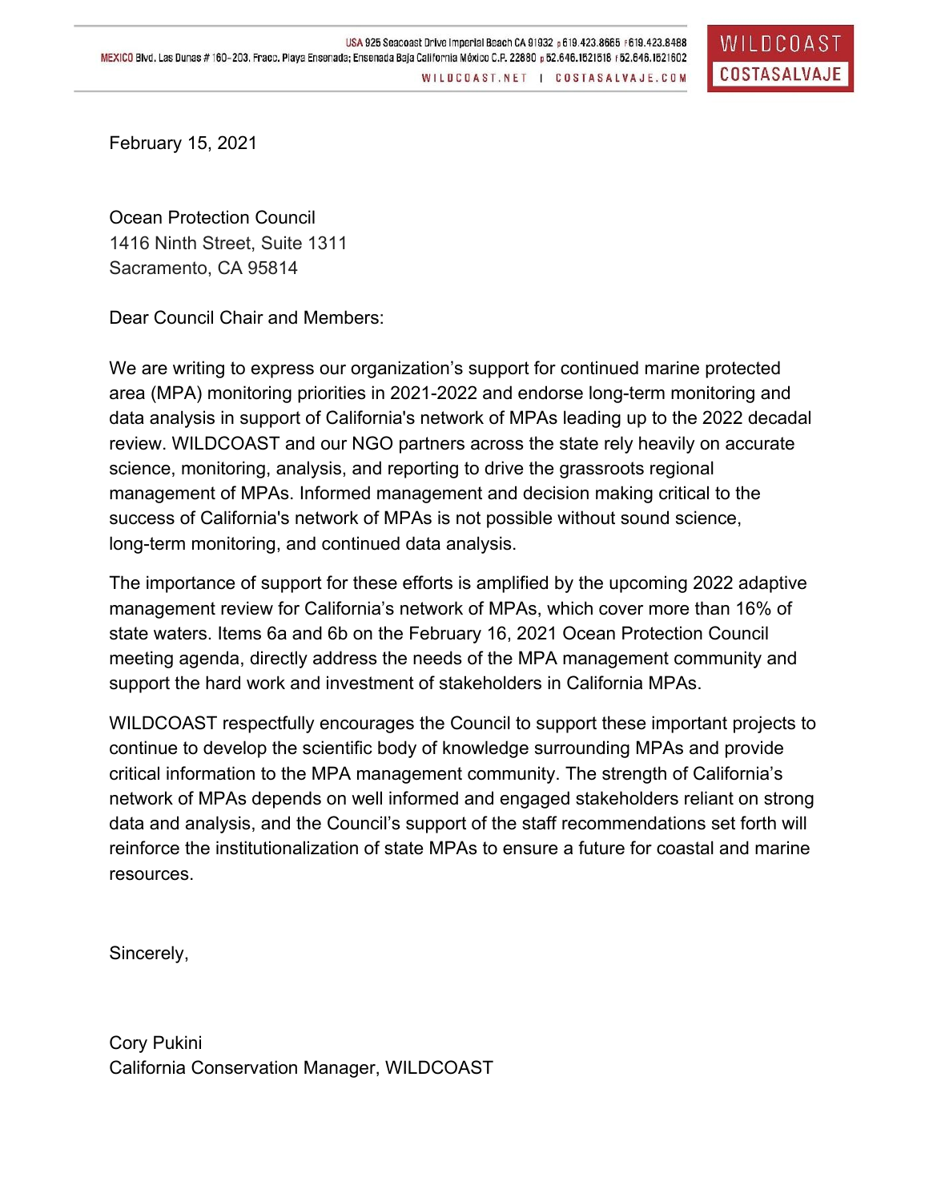USA 925 Seacoast Drive Imperial Beach CA 91932 p 619.423.8665 f 619.423.8488
MEXICO Blvd. Las Dunas # 160-203, Fracc. Playa Ensenada; Ensenada Baja California México C.P. 22880 p 52.646.1621618 f 52.646.1621602
WILDCOAST.NET | COSTASALVAJE.COM

WILDCOAST
COSTASALVAJE

February 15, 2021

Ocean Protection Council
1416 Ninth Street, Suite 1311
Sacramento, CA 95814

Dear Council Chair and Members:

We are writing to express our organization's support for continued marine protected area (MPA) monitoring priorities in 2021-2022 and endorse long-term monitoring and data analysis in support of California's network of MPAs leading up to the 2022 decadal review. WILDCOAST and our NGO partners across the state rely heavily on accurate science, monitoring, analysis, and reporting to drive the grassroots regional management of MPAs. Informed management and decision making critical to the success of California's network of MPAs is not possible without sound science, long-term monitoring, and continued data analysis.

The importance of support for these efforts is amplified by the upcoming 2022 adaptive management review for California's network of MPAs, which cover more than 16% of state waters. Items 6a and 6b on the February 16, 2021 Ocean Protection Council meeting agenda, directly address the needs of the MPA management community and support the hard work and investment of stakeholders in California MPAs.

WILDCOAST respectfully encourages the Council to support these important projects to continue to develop the scientific body of knowledge surrounding MPAs and provide critical information to the MPA management community. The strength of California's network of MPAs depends on well informed and engaged stakeholders reliant on strong data and analysis, and the Council's support of the staff recommendations set forth will reinforce the institutionalization of state MPAs to ensure a future for coastal and marine resources.

Sincerely,

Cory Pukini
California Conservation Manager, WILDCOAST